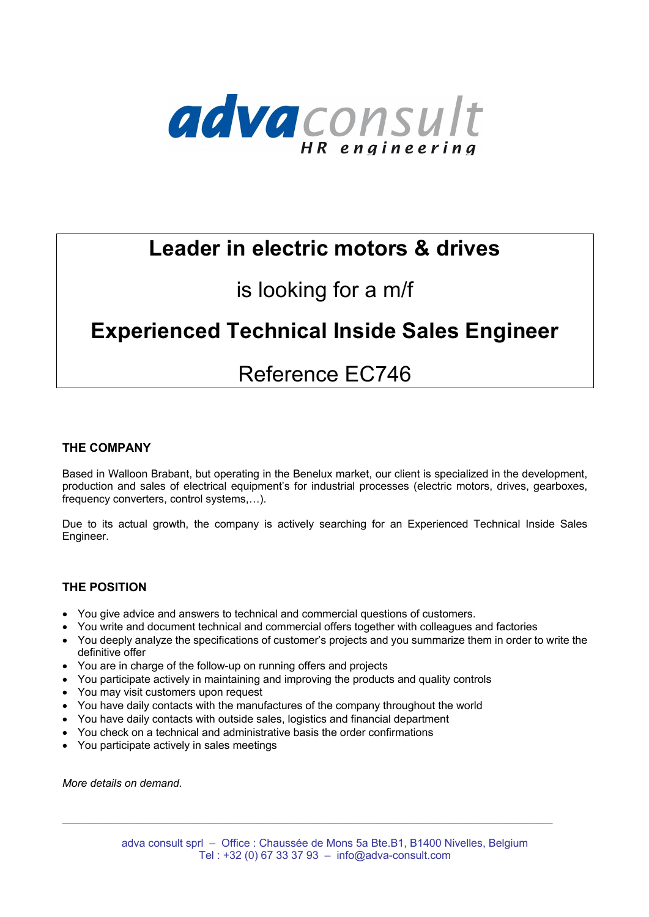**adva**consult
*HR engineering*

# Leader in electric motors & drives

is looking for a m/f

# Experienced Technical Inside Sales Engineer

Reference EC746

## THE COMPANY

Based in Walloon Brabant, but operating in the Benelux market, our client is specialized in the development, production and sales of electrical equipment's for industrial processes (electric motors, drives, gearboxes, frequency converters, control systems,…).

Due to its actual growth, the company is actively searching for an Experienced Technical Inside Sales Engineer.

## THE POSITION

- You give advice and answers to technical and commercial questions of customers.
- You write and document technical and commercial offers together with colleagues and factories
- You deeply analyze the specifications of customer's projects and you summarize them in order to write the definitive offer
- You are in charge of the follow-up on running offers and projects
- You participate actively in maintaining and improving the products and quality controls
- You may visit customers upon request
- You have daily contacts with the manufactures of the company throughout the world
- You have daily contacts with outside sales, logistics and financial department
- You check on a technical and administrative basis the order confirmations
- You participate actively in sales meetings

*More details on demand.*

adva consult sprl – Office : Chaussée de Mons 5a Bte.B1, B1400 Nivelles, Belgium
Tel : +32 (0) 67 33 37 93 – info@adva-consult.com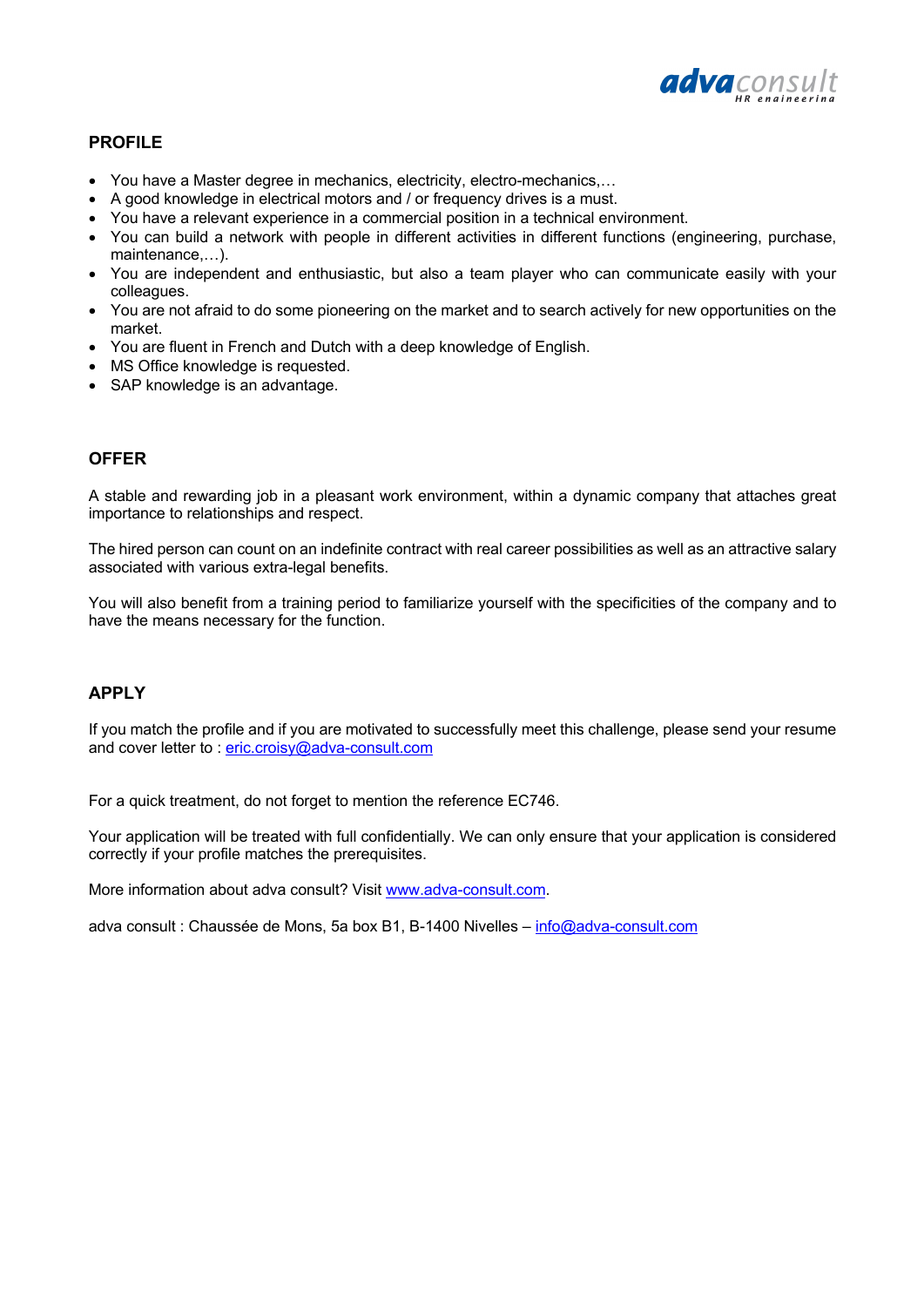## PROFILE

- You have a Master degree in mechanics, electricity, electro-mechanics,…
- A good knowledge in electrical motors and / or frequency drives is a must.
- You have a relevant experience in a commercial position in a technical environment.
- You can build a network with people in different activities in different functions (engineering, purchase, maintenance,…).
- You are independent and enthusiastic, but also a team player who can communicate easily with your colleagues.
- You are not afraid to do some pioneering on the market and to search actively for new opportunities on the market.
- You are fluent in French and Dutch with a deep knowledge of English.
- MS Office knowledge is requested.
- SAP knowledge is an advantage.

## OFFER

A stable and rewarding job in a pleasant work environment, within a dynamic company that attaches great importance to relationships and respect.

The hired person can count on an indefinite contract with real career possibilities as well as an attractive salary associated with various extra-legal benefits.

You will also benefit from a training period to familiarize yourself with the specificities of the company and to have the means necessary for the function.

## APPLY

If you match the profile and if you are motivated to successfully meet this challenge, please send your resume and cover letter to : eric.croisy@adva-consult.com

For a quick treatment, do not forget to mention the reference EC746.

Your application will be treated with full confidentially. We can only ensure that your application is considered correctly if your profile matches the prerequisites.

More information about adva consult? Visit www.adva-consult.com.

adva consult : Chaussée de Mons, 5a box B1, B-1400 Nivelles – info@adva-consult.com